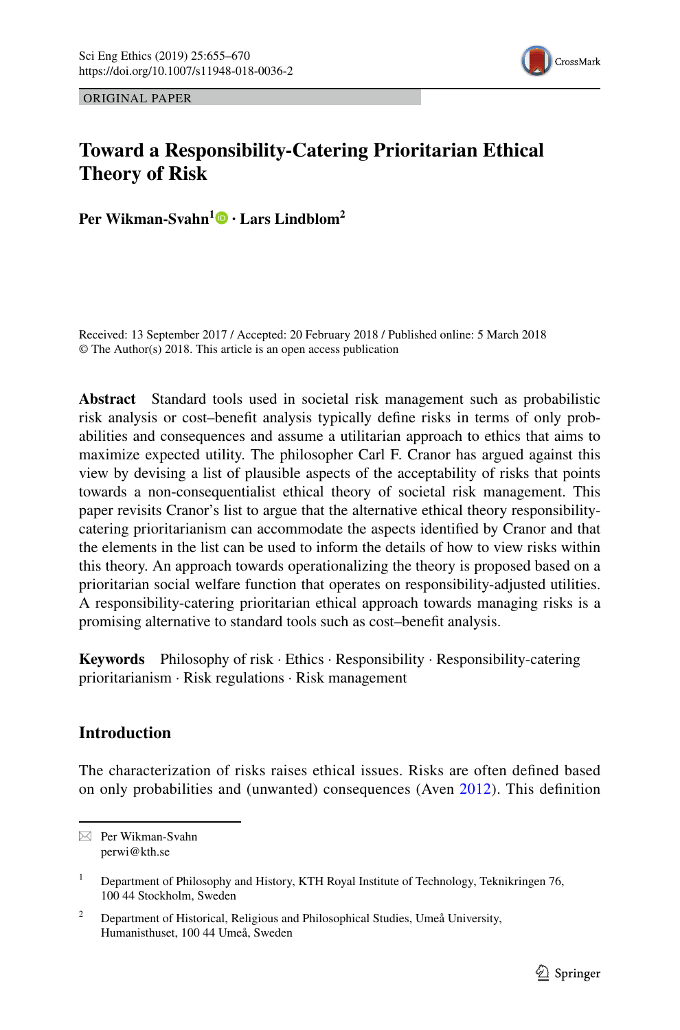ORIGINAL PAPER

# Toward a Responsibility-Catering Prioritarian Ethical Theory of Risk

**Per Wikman-Svahn[1] · Lars Lindblom[2]**

Received: 13 September 2017 / Accepted: 20 February 2018 / Published online: 5 March 2018
© The Author(s) 2018. This article is an open access publication

**Abstract** Standard tools used in societal risk management such as probabilistic risk analysis or cost–benefit analysis typically define risks in terms of only probabilities and consequences and assume a utilitarian approach to ethics that aims to maximize expected utility. The philosopher Carl F. Cranor has argued against this view by devising a list of plausible aspects of the acceptability of risks that points towards a non-consequentialist ethical theory of societal risk management. This paper revisits Cranor's list to argue that the alternative ethical theory responsibility-catering prioritarianism can accommodate the aspects identified by Cranor and that the elements in the list can be used to inform the details of how to view risks within this theory. An approach towards operationalizing the theory is proposed based on a prioritarian social welfare function that operates on responsibility-adjusted utilities. A responsibility-catering prioritarian ethical approach towards managing risks is a promising alternative to standard tools such as cost–benefit analysis.

**Keywords** Philosophy of risk · Ethics · Responsibility · Responsibility-catering prioritarianism · Risk regulations · Risk management

## Introduction

The characterization of risks raises ethical issues. Risks are often defined based on only probabilities and (unwanted) consequences (Aven 2012). This definition

---

✉ Per Wikman-Svahn
perwi@kth.se

[1] Department of Philosophy and History, KTH Royal Institute of Technology, Teknikringen 76, 100 44 Stockholm, Sweden

[2] Department of Historical, Religious and Philosophical Studies, Umeå University, Humanisthuset, 100 44 Umeå, Sweden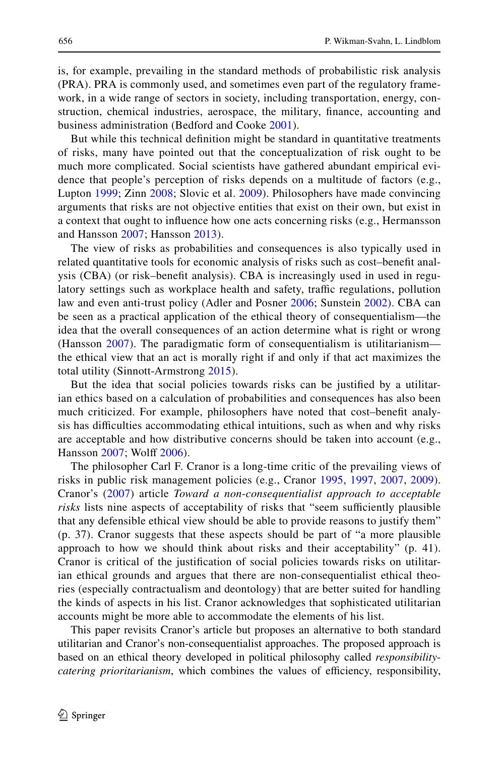is, for example, prevailing in the standard methods of probabilistic risk analysis (PRA). PRA is commonly used, and sometimes even part of the regulatory framework, in a wide range of sectors in society, including transportation, energy, construction, chemical industries, aerospace, the military, finance, accounting and business administration (Bedford and Cooke 2001).

But while this technical definition might be standard in quantitative treatments of risks, many have pointed out that the conceptualization of risk ought to be much more complicated. Social scientists have gathered abundant empirical evidence that people's perception of risks depends on a multitude of factors (e.g., Lupton 1999; Zinn 2008; Slovic et al. 2009). Philosophers have made convincing arguments that risks are not objective entities that exist on their own, but exist in a context that ought to influence how one acts concerning risks (e.g., Hermansson and Hansson 2007; Hansson 2013).

The view of risks as probabilities and consequences is also typically used in related quantitative tools for economic analysis of risks such as cost–benefit analysis (CBA) (or risk–benefit analysis). CBA is increasingly used in used in regulatory settings such as workplace health and safety, traffic regulations, pollution law and even anti-trust policy (Adler and Posner 2006; Sunstein 2002). CBA can be seen as a practical application of the ethical theory of consequentialism—the idea that the overall consequences of an action determine what is right or wrong (Hansson 2007). The paradigmatic form of consequentialism is utilitarianism—the ethical view that an act is morally right if and only if that act maximizes the total utility (Sinnott-Armstrong 2015).

But the idea that social policies towards risks can be justified by a utilitarian ethics based on a calculation of probabilities and consequences has also been much criticized. For example, philosophers have noted that cost–benefit analysis has difficulties accommodating ethical intuitions, such as when and why risks are acceptable and how distributive concerns should be taken into account (e.g., Hansson 2007; Wolff 2006).

The philosopher Carl F. Cranor is a long-time critic of the prevailing views of risks in public risk management policies (e.g., Cranor 1995, 1997, 2007, 2009). Cranor's (2007) article *Toward a non-consequentialist approach to acceptable risks* lists nine aspects of acceptability of risks that "seem sufficiently plausible that any defensible ethical view should be able to provide reasons to justify them" (p. 37). Cranor suggests that these aspects should be part of "a more plausible approach to how we should think about risks and their acceptability" (p. 41). Cranor is critical of the justification of social policies towards risks on utilitarian ethical grounds and argues that there are non-consequentialist ethical theories (especially contractualism and deontology) that are better suited for handling the kinds of aspects in his list. Cranor acknowledges that sophisticated utilitarian accounts might be more able to accommodate the elements of his list.

This paper revisits Cranor's article but proposes an alternative to both standard utilitarian and Cranor's non-consequentialist approaches. The proposed approach is based on an ethical theory developed in political philosophy called *responsibility-catering prioritarianism*, which combines the values of efficiency, responsibility,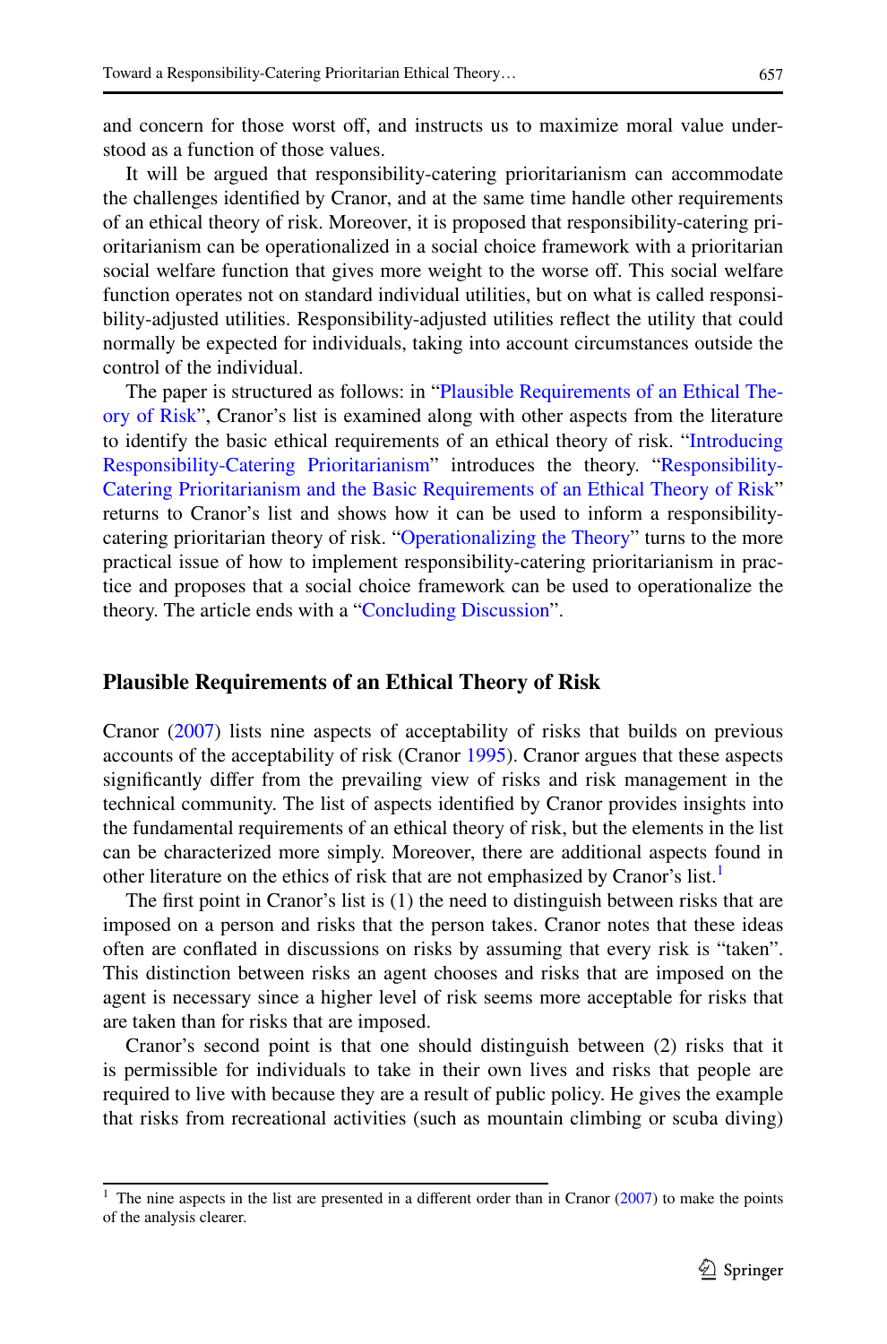and concern for those worst off, and instructs us to maximize moral value understood as a function of those values.

It will be argued that responsibility-catering prioritarianism can accommodate the challenges identified by Cranor, and at the same time handle other requirements of an ethical theory of risk. Moreover, it is proposed that responsibility-catering prioritarianism can be operationalized in a social choice framework with a prioritarian social welfare function that gives more weight to the worse off. This social welfare function operates not on standard individual utilities, but on what is called responsibility-adjusted utilities. Responsibility-adjusted utilities reflect the utility that could normally be expected for individuals, taking into account circumstances outside the control of the individual.

The paper is structured as follows: in "Plausible Requirements of an Ethical Theory of Risk", Cranor's list is examined along with other aspects from the literature to identify the basic ethical requirements of an ethical theory of risk. "Introducing Responsibility-Catering Prioritarianism" introduces the theory. "Responsibility-Catering Prioritarianism and the Basic Requirements of an Ethical Theory of Risk" returns to Cranor's list and shows how it can be used to inform a responsibility-catering prioritarian theory of risk. "Operationalizing the Theory" turns to the more practical issue of how to implement responsibility-catering prioritarianism in practice and proposes that a social choice framework can be used to operationalize the theory. The article ends with a "Concluding Discussion".

## Plausible Requirements of an Ethical Theory of Risk

Cranor (2007) lists nine aspects of acceptability of risks that builds on previous accounts of the acceptability of risk (Cranor 1995). Cranor argues that these aspects significantly differ from the prevailing view of risks and risk management in the technical community. The list of aspects identified by Cranor provides insights into the fundamental requirements of an ethical theory of risk, but the elements in the list can be characterized more simply. Moreover, there are additional aspects found in other literature on the ethics of risk that are not emphasized by Cranor's list.[1]

The first point in Cranor's list is (1) the need to distinguish between risks that are imposed on a person and risks that the person takes. Cranor notes that these ideas often are conflated in discussions on risks by assuming that every risk is "taken". This distinction between risks an agent chooses and risks that are imposed on the agent is necessary since a higher level of risk seems more acceptable for risks that are taken than for risks that are imposed.

Cranor's second point is that one should distinguish between (2) risks that it is permissible for individuals to take in their own lives and risks that people are required to live with because they are a result of public policy. He gives the example that risks from recreational activities (such as mountain climbing or scuba diving)

[1] The nine aspects in the list are presented in a different order than in Cranor (2007) to make the points of the analysis clearer.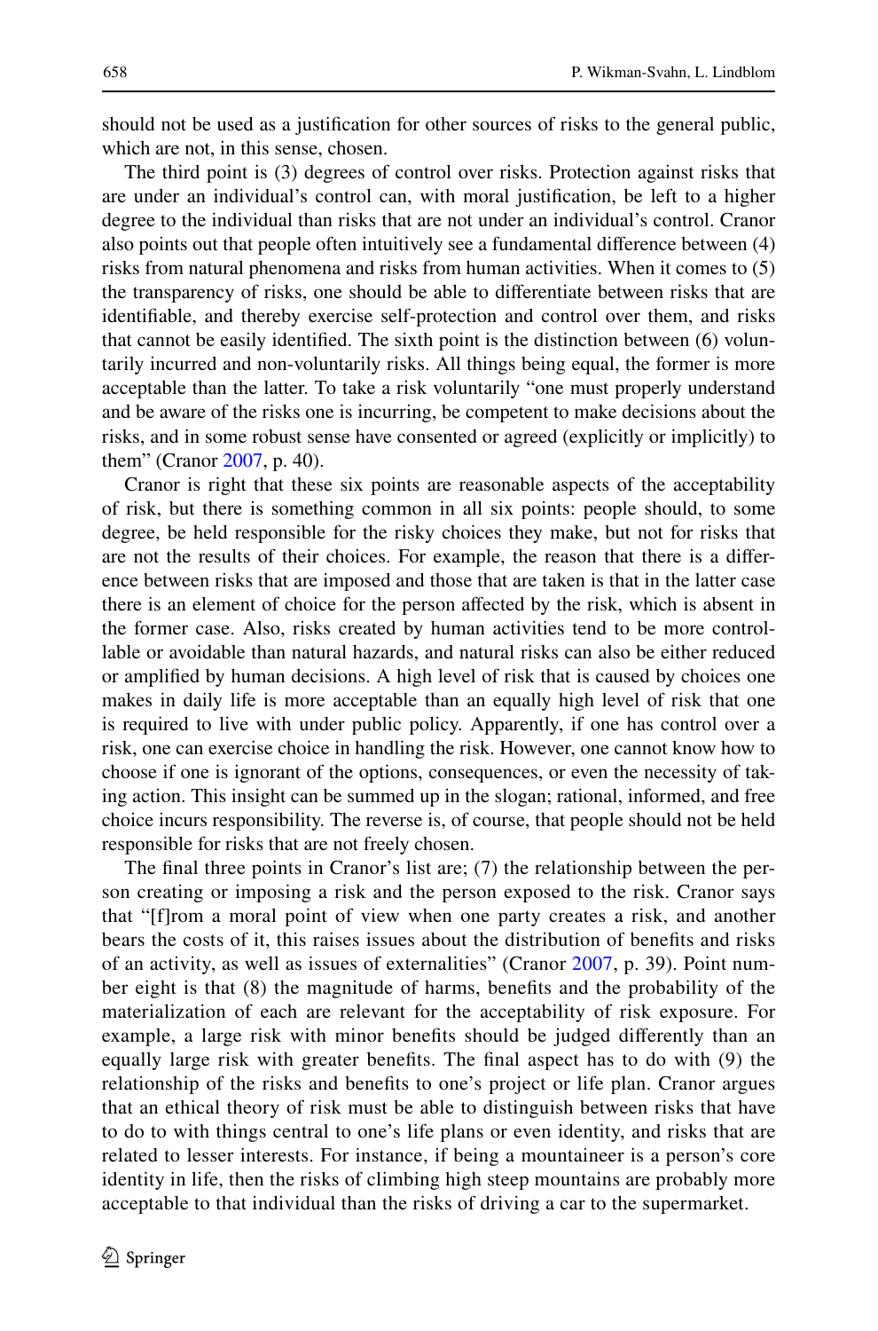should not be used as a justification for other sources of risks to the general public, which are not, in this sense, chosen.

The third point is (3) degrees of control over risks. Protection against risks that are under an individual's control can, with moral justification, be left to a higher degree to the individual than risks that are not under an individual's control. Cranor also points out that people often intuitively see a fundamental difference between (4) risks from natural phenomena and risks from human activities. When it comes to (5) the transparency of risks, one should be able to differentiate between risks that are identifiable, and thereby exercise self-protection and control over them, and risks that cannot be easily identified. The sixth point is the distinction between (6) voluntarily incurred and non-voluntarily risks. All things being equal, the former is more acceptable than the latter. To take a risk voluntarily "one must properly understand and be aware of the risks one is incurring, be competent to make decisions about the risks, and in some robust sense have consented or agreed (explicitly or implicitly) to them" (Cranor 2007, p. 40).

Cranor is right that these six points are reasonable aspects of the acceptability of risk, but there is something common in all six points: people should, to some degree, be held responsible for the risky choices they make, but not for risks that are not the results of their choices. For example, the reason that there is a difference between risks that are imposed and those that are taken is that in the latter case there is an element of choice for the person affected by the risk, which is absent in the former case. Also, risks created by human activities tend to be more controllable or avoidable than natural hazards, and natural risks can also be either reduced or amplified by human decisions. A high level of risk that is caused by choices one makes in daily life is more acceptable than an equally high level of risk that one is required to live with under public policy. Apparently, if one has control over a risk, one can exercise choice in handling the risk. However, one cannot know how to choose if one is ignorant of the options, consequences, or even the necessity of taking action. This insight can be summed up in the slogan; rational, informed, and free choice incurs responsibility. The reverse is, of course, that people should not be held responsible for risks that are not freely chosen.

The final three points in Cranor's list are; (7) the relationship between the person creating or imposing a risk and the person exposed to the risk. Cranor says that "[f]rom a moral point of view when one party creates a risk, and another bears the costs of it, this raises issues about the distribution of benefits and risks of an activity, as well as issues of externalities" (Cranor 2007, p. 39). Point number eight is that (8) the magnitude of harms, benefits and the probability of the materialization of each are relevant for the acceptability of risk exposure. For example, a large risk with minor benefits should be judged differently than an equally large risk with greater benefits. The final aspect has to do with (9) the relationship of the risks and benefits to one's project or life plan. Cranor argues that an ethical theory of risk must be able to distinguish between risks that have to do to with things central to one's life plans or even identity, and risks that are related to lesser interests. For instance, if being a mountaineer is a person's core identity in life, then the risks of climbing high steep mountains are probably more acceptable to that individual than the risks of driving a car to the supermarket.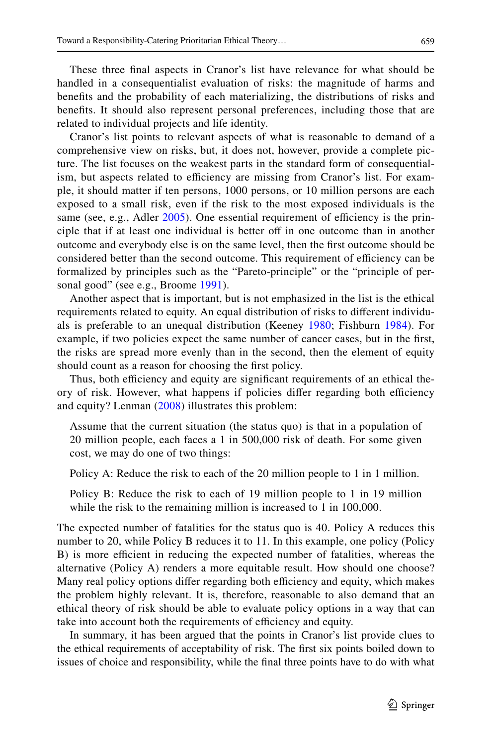These three final aspects in Cranor's list have relevance for what should be handled in a consequentialist evaluation of risks: the magnitude of harms and benefits and the probability of each materializing, the distributions of risks and benefits. It should also represent personal preferences, including those that are related to individual projects and life identity.

Cranor's list points to relevant aspects of what is reasonable to demand of a comprehensive view on risks, but, it does not, however, provide a complete picture. The list focuses on the weakest parts in the standard form of consequentialism, but aspects related to efficiency are missing from Cranor's list. For example, it should matter if ten persons, 1000 persons, or 10 million persons are each exposed to a small risk, even if the risk to the most exposed individuals is the same (see, e.g., Adler 2005). One essential requirement of efficiency is the principle that if at least one individual is better off in one outcome than in another outcome and everybody else is on the same level, then the first outcome should be considered better than the second outcome. This requirement of efficiency can be formalized by principles such as the "Pareto-principle" or the "principle of personal good" (see e.g., Broome 1991).

Another aspect that is important, but is not emphasized in the list is the ethical requirements related to equity. An equal distribution of risks to different individuals is preferable to an unequal distribution (Keeney 1980; Fishburn 1984). For example, if two policies expect the same number of cancer cases, but in the first, the risks are spread more evenly than in the second, then the element of equity should count as a reason for choosing the first policy.

Thus, both efficiency and equity are significant requirements of an ethical theory of risk. However, what happens if policies differ regarding both efficiency and equity? Lenman (2008) illustrates this problem:

> Assume that the current situation (the status quo) is that in a population of 20 million people, each faces a 1 in 500,000 risk of death. For some given cost, we may do one of two things:
>
> Policy A: Reduce the risk to each of the 20 million people to 1 in 1 million.
>
> Policy B: Reduce the risk to each of 19 million people to 1 in 19 million while the risk to the remaining million is increased to 1 in 100,000.

The expected number of fatalities for the status quo is 40. Policy A reduces this number to 20, while Policy B reduces it to 11. In this example, one policy (Policy B) is more efficient in reducing the expected number of fatalities, whereas the alternative (Policy A) renders a more equitable result. How should one choose? Many real policy options differ regarding both efficiency and equity, which makes the problem highly relevant. It is, therefore, reasonable to also demand that an ethical theory of risk should be able to evaluate policy options in a way that can take into account both the requirements of efficiency and equity.

In summary, it has been argued that the points in Cranor's list provide clues to the ethical requirements of acceptability of risk. The first six points boiled down to issues of choice and responsibility, while the final three points have to do with what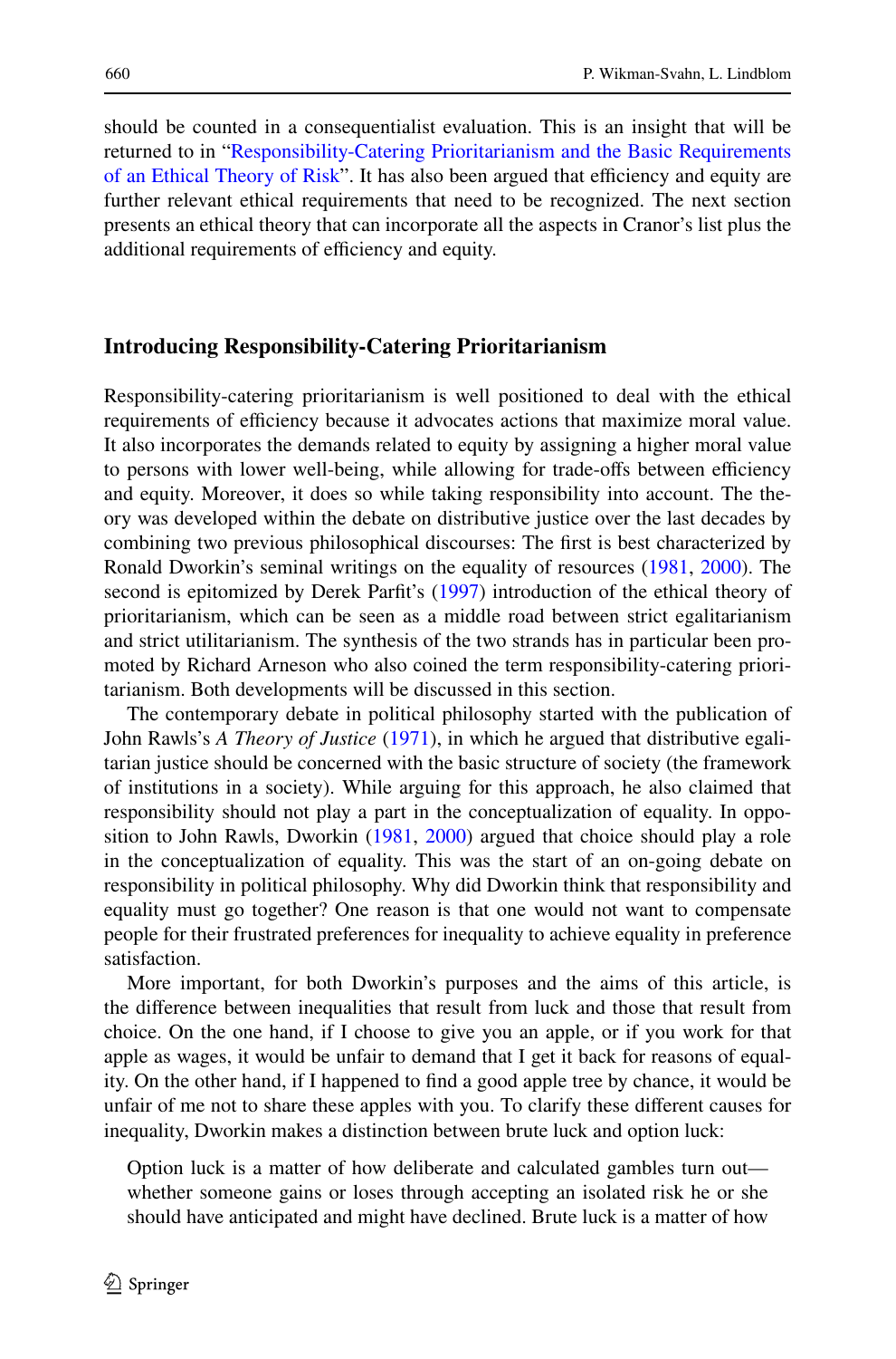should be counted in a consequentialist evaluation. This is an insight that will be returned to in "Responsibility-Catering Prioritarianism and the Basic Requirements of an Ethical Theory of Risk". It has also been argued that efficiency and equity are further relevant ethical requirements that need to be recognized. The next section presents an ethical theory that can incorporate all the aspects in Cranor's list plus the additional requirements of efficiency and equity.

## Introducing Responsibility-Catering Prioritarianism

Responsibility-catering prioritarianism is well positioned to deal with the ethical requirements of efficiency because it advocates actions that maximize moral value. It also incorporates the demands related to equity by assigning a higher moral value to persons with lower well-being, while allowing for trade-offs between efficiency and equity. Moreover, it does so while taking responsibility into account. The theory was developed within the debate on distributive justice over the last decades by combining two previous philosophical discourses: The first is best characterized by Ronald Dworkin's seminal writings on the equality of resources (1981, 2000). The second is epitomized by Derek Parfit's (1997) introduction of the ethical theory of prioritarianism, which can be seen as a middle road between strict egalitarianism and strict utilitarianism. The synthesis of the two strands has in particular been promoted by Richard Arneson who also coined the term responsibility-catering prioritarianism. Both developments will be discussed in this section.

The contemporary debate in political philosophy started with the publication of John Rawls's *A Theory of Justice* (1971), in which he argued that distributive egalitarian justice should be concerned with the basic structure of society (the framework of institutions in a society). While arguing for this approach, he also claimed that responsibility should not play a part in the conceptualization of equality. In opposition to John Rawls, Dworkin (1981, 2000) argued that choice should play a role in the conceptualization of equality. This was the start of an on-going debate on responsibility in political philosophy. Why did Dworkin think that responsibility and equality must go together? One reason is that one would not want to compensate people for their frustrated preferences for inequality to achieve equality in preference satisfaction.

More important, for both Dworkin's purposes and the aims of this article, is the difference between inequalities that result from luck and those that result from choice. On the one hand, if I choose to give you an apple, or if you work for that apple as wages, it would be unfair to demand that I get it back for reasons of equality. On the other hand, if I happened to find a good apple tree by chance, it would be unfair of me not to share these apples with you. To clarify these different causes for inequality, Dworkin makes a distinction between brute luck and option luck:

> Option luck is a matter of how deliberate and calculated gambles turn out—whether someone gains or loses through accepting an isolated risk he or she should have anticipated and might have declined. Brute luck is a matter of how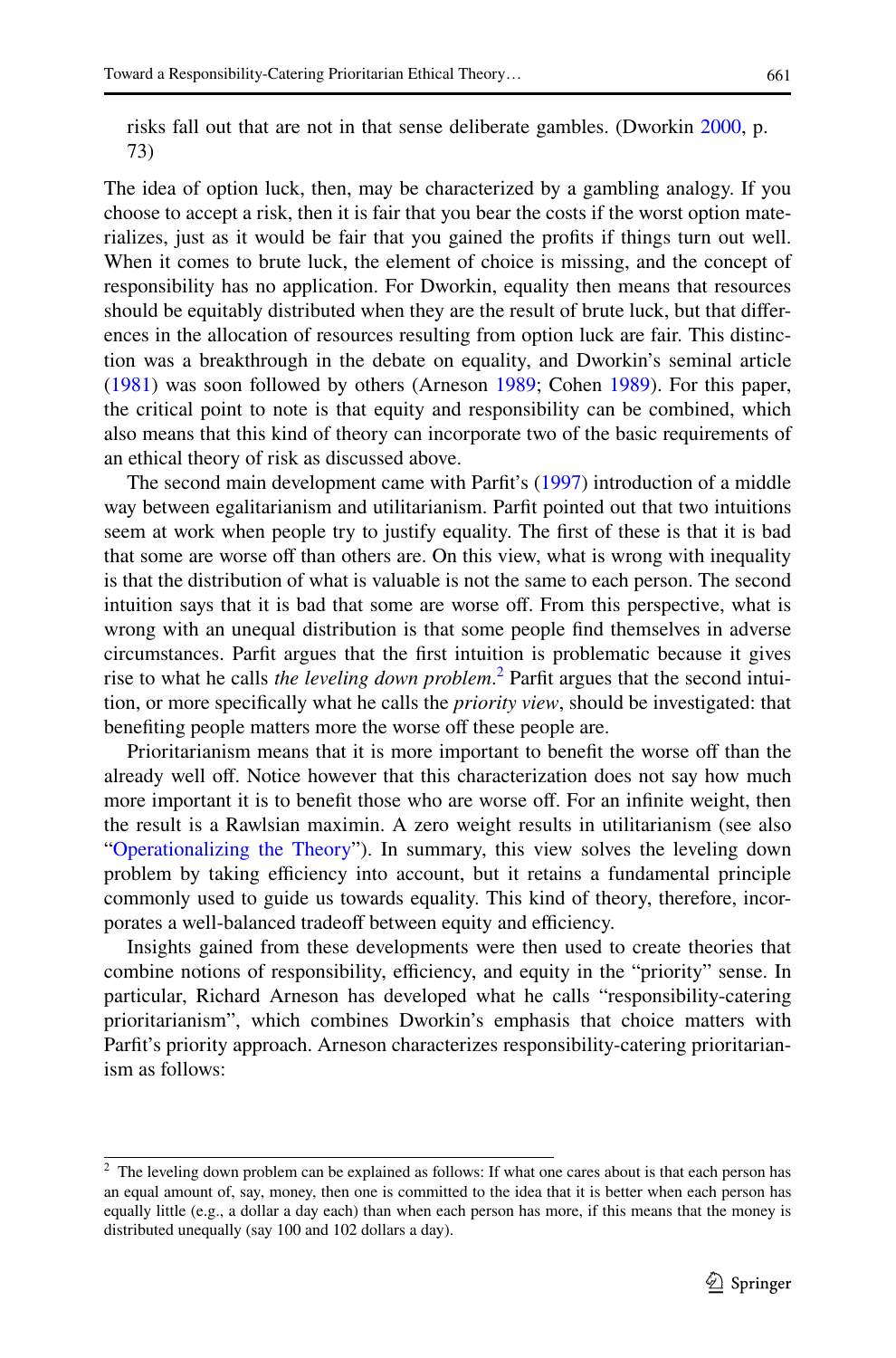risks fall out that are not in that sense deliberate gambles. (Dworkin 2000, p. 73)

The idea of option luck, then, may be characterized by a gambling analogy. If you choose to accept a risk, then it is fair that you bear the costs if the worst option materializes, just as it would be fair that you gained the profits if things turn out well. When it comes to brute luck, the element of choice is missing, and the concept of responsibility has no application. For Dworkin, equality then means that resources should be equitably distributed when they are the result of brute luck, but that differences in the allocation of resources resulting from option luck are fair. This distinction was a breakthrough in the debate on equality, and Dworkin's seminal article (1981) was soon followed by others (Arneson 1989; Cohen 1989). For this paper, the critical point to note is that equity and responsibility can be combined, which also means that this kind of theory can incorporate two of the basic requirements of an ethical theory of risk as discussed above.

The second main development came with Parfit's (1997) introduction of a middle way between egalitarianism and utilitarianism. Parfit pointed out that two intuitions seem at work when people try to justify equality. The first of these is that it is bad that some are worse off than others are. On this view, what is wrong with inequality is that the distribution of what is valuable is not the same to each person. The second intuition says that it is bad that some are worse off. From this perspective, what is wrong with an unequal distribution is that some people find themselves in adverse circumstances. Parfit argues that the first intuition is problematic because it gives rise to what he calls *the leveling down problem*.[2] Parfit argues that the second intuition, or more specifically what he calls the *priority view*, should be investigated: that benefiting people matters more the worse off these people are.

Prioritarianism means that it is more important to benefit the worse off than the already well off. Notice however that this characterization does not say how much more important it is to benefit those who are worse off. For an infinite weight, then the result is a Rawlsian maximin. A zero weight results in utilitarianism (see also "Operationalizing the Theory"). In summary, this view solves the leveling down problem by taking efficiency into account, but it retains a fundamental principle commonly used to guide us towards equality. This kind of theory, therefore, incorporates a well-balanced tradeoff between equity and efficiency.

Insights gained from these developments were then used to create theories that combine notions of responsibility, efficiency, and equity in the "priority" sense. In particular, Richard Arneson has developed what he calls "responsibility-catering prioritarianism", which combines Dworkin's emphasis that choice matters with Parfit's priority approach. Arneson characterizes responsibility-catering prioritarianism as follows:

[2] The leveling down problem can be explained as follows: If what one cares about is that each person has an equal amount of, say, money, then one is committed to the idea that it is better when each person has equally little (e.g., a dollar a day each) than when each person has more, if this means that the money is distributed unequally (say 100 and 102 dollars a day).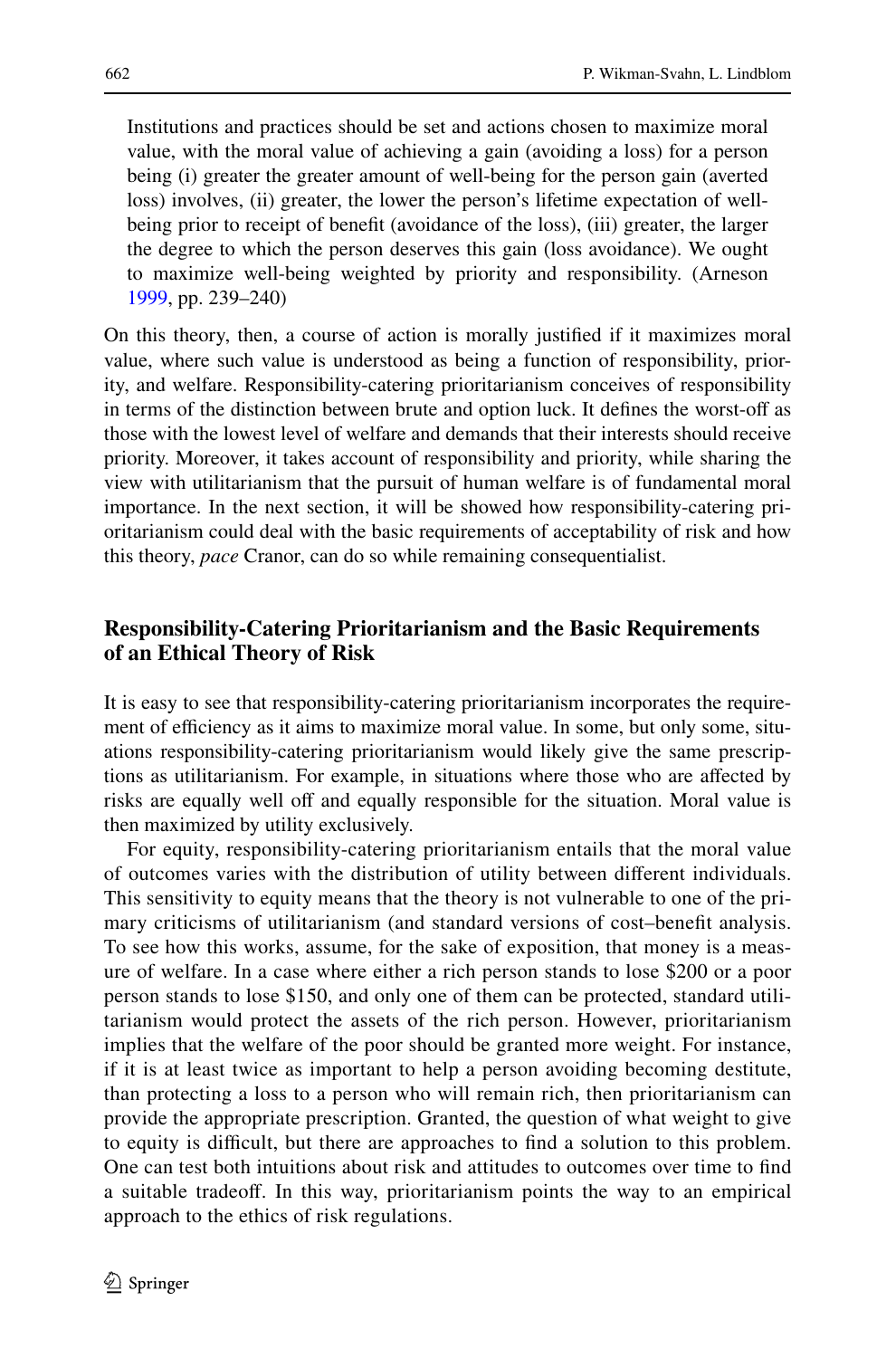> Institutions and practices should be set and actions chosen to maximize moral value, with the moral value of achieving a gain (avoiding a loss) for a person being (i) greater the greater amount of well-being for the person gain (averted loss) involves, (ii) greater, the lower the person's lifetime expectation of well-being prior to receipt of benefit (avoidance of the loss), (iii) greater, the larger the degree to which the person deserves this gain (loss avoidance). We ought to maximize well-being weighted by priority and responsibility. (Arneson 1999, pp. 239–240)

On this theory, then, a course of action is morally justified if it maximizes moral value, where such value is understood as being a function of responsibility, priority, and welfare. Responsibility-catering prioritarianism conceives of responsibility in terms of the distinction between brute and option luck. It defines the worst-off as those with the lowest level of welfare and demands that their interests should receive priority. Moreover, it takes account of responsibility and priority, while sharing the view with utilitarianism that the pursuit of human welfare is of fundamental moral importance. In the next section, it will be showed how responsibility-catering prioritarianism could deal with the basic requirements of acceptability of risk and how this theory, *pace* Cranor, can do so while remaining consequentialist.

## Responsibility-Catering Prioritarianism and the Basic Requirements of an Ethical Theory of Risk

It is easy to see that responsibility-catering prioritarianism incorporates the requirement of efficiency as it aims to maximize moral value. In some, but only some, situations responsibility-catering prioritarianism would likely give the same prescriptions as utilitarianism. For example, in situations where those who are affected by risks are equally well off and equally responsible for the situation. Moral value is then maximized by utility exclusively.

For equity, responsibility-catering prioritarianism entails that the moral value of outcomes varies with the distribution of utility between different individuals. This sensitivity to equity means that the theory is not vulnerable to one of the primary criticisms of utilitarianism (and standard versions of cost–benefit analysis. To see how this works, assume, for the sake of exposition, that money is a measure of welfare. In a case where either a rich person stands to lose $200 or a poor person stands to lose $150, and only one of them can be protected, standard utilitarianism would protect the assets of the rich person. However, prioritarianism implies that the welfare of the poor should be granted more weight. For instance, if it is at least twice as important to help a person avoiding becoming destitute, than protecting a loss to a person who will remain rich, then prioritarianism can provide the appropriate prescription. Granted, the question of what weight to give to equity is difficult, but there are approaches to find a solution to this problem. One can test both intuitions about risk and attitudes to outcomes over time to find a suitable tradeoff. In this way, prioritarianism points the way to an empirical approach to the ethics of risk regulations.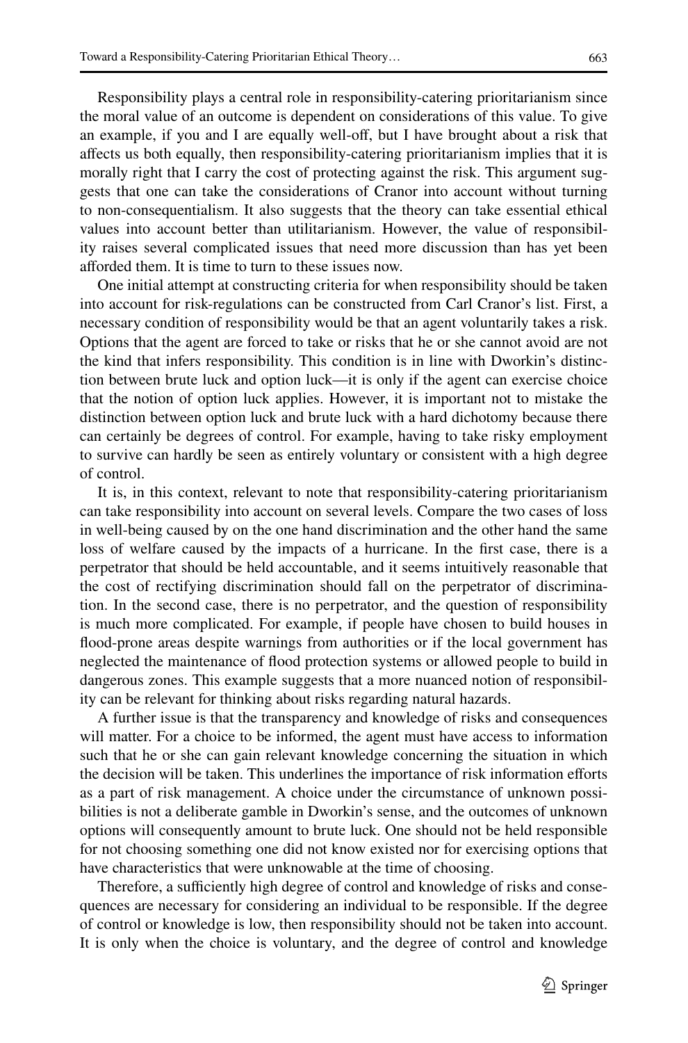Responsibility plays a central role in responsibility-catering prioritarianism since the moral value of an outcome is dependent on considerations of this value. To give an example, if you and I are equally well-off, but I have brought about a risk that affects us both equally, then responsibility-catering prioritarianism implies that it is morally right that I carry the cost of protecting against the risk. This argument suggests that one can take the considerations of Cranor into account without turning to non-consequentialism. It also suggests that the theory can take essential ethical values into account better than utilitarianism. However, the value of responsibility raises several complicated issues that need more discussion than has yet been afforded them. It is time to turn to these issues now.

One initial attempt at constructing criteria for when responsibility should be taken into account for risk-regulations can be constructed from Carl Cranor's list. First, a necessary condition of responsibility would be that an agent voluntarily takes a risk. Options that the agent are forced to take or risks that he or she cannot avoid are not the kind that infers responsibility. This condition is in line with Dworkin's distinction between brute luck and option luck—it is only if the agent can exercise choice that the notion of option luck applies. However, it is important not to mistake the distinction between option luck and brute luck with a hard dichotomy because there can certainly be degrees of control. For example, having to take risky employment to survive can hardly be seen as entirely voluntary or consistent with a high degree of control.

It is, in this context, relevant to note that responsibility-catering prioritarianism can take responsibility into account on several levels. Compare the two cases of loss in well-being caused by on the one hand discrimination and the other hand the same loss of welfare caused by the impacts of a hurricane. In the first case, there is a perpetrator that should be held accountable, and it seems intuitively reasonable that the cost of rectifying discrimination should fall on the perpetrator of discrimination. In the second case, there is no perpetrator, and the question of responsibility is much more complicated. For example, if people have chosen to build houses in flood-prone areas despite warnings from authorities or if the local government has neglected the maintenance of flood protection systems or allowed people to build in dangerous zones. This example suggests that a more nuanced notion of responsibility can be relevant for thinking about risks regarding natural hazards.

A further issue is that the transparency and knowledge of risks and consequences will matter. For a choice to be informed, the agent must have access to information such that he or she can gain relevant knowledge concerning the situation in which the decision will be taken. This underlines the importance of risk information efforts as a part of risk management. A choice under the circumstance of unknown possibilities is not a deliberate gamble in Dworkin's sense, and the outcomes of unknown options will consequently amount to brute luck. One should not be held responsible for not choosing something one did not know existed nor for exercising options that have characteristics that were unknowable at the time of choosing.

Therefore, a sufficiently high degree of control and knowledge of risks and consequences are necessary for considering an individual to be responsible. If the degree of control or knowledge is low, then responsibility should not be taken into account. It is only when the choice is voluntary, and the degree of control and knowledge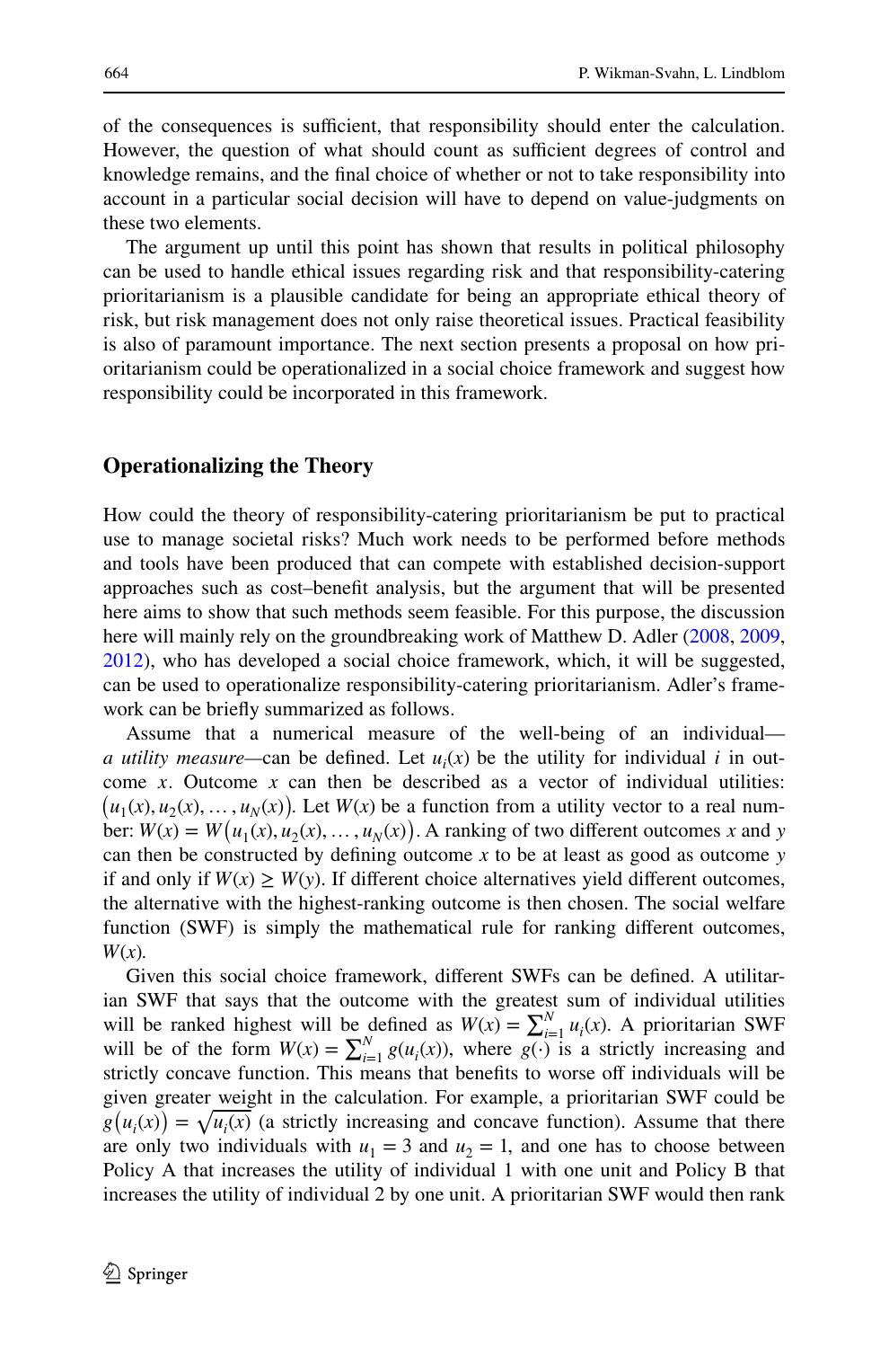of the consequences is sufficient, that responsibility should enter the calculation. However, the question of what should count as sufficient degrees of control and knowledge remains, and the final choice of whether or not to take responsibility into account in a particular social decision will have to depend on value-judgments on these two elements.

The argument up until this point has shown that results in political philosophy can be used to handle ethical issues regarding risk and that responsibility-catering prioritarianism is a plausible candidate for being an appropriate ethical theory of risk, but risk management does not only raise theoretical issues. Practical feasibility is also of paramount importance. The next section presents a proposal on how prioritarianism could be operationalized in a social choice framework and suggest how responsibility could be incorporated in this framework.

## Operationalizing the Theory

How could the theory of responsibility-catering prioritarianism be put to practical use to manage societal risks? Much work needs to be performed before methods and tools have been produced that can compete with established decision-support approaches such as cost–benefit analysis, but the argument that will be presented here aims to show that such methods seem feasible. For this purpose, the discussion here will mainly rely on the groundbreaking work of Matthew D. Adler (2008, 2009, 2012), who has developed a social choice framework, which, it will be suggested, can be used to operationalize responsibility-catering prioritarianism. Adler's framework can be briefly summarized as follows.

Assume that a numerical measure of the well-being of an individual—*a utility measure*—can be defined. Let $u_i(x)$ be the utility for individual $i$ in outcome $x$. Outcome $x$ can then be described as a vector of individual utilities: $\left(u_1(x), u_2(x), \ldots, u_N(x)\right)$. Let $W(x)$ be a function from a utility vector to a real number: $W(x) = W\left(u_1(x), u_2(x), \ldots, u_N(x)\right)$. A ranking of two different outcomes $x$ and $y$ can then be constructed by defining outcome $x$ to be at least as good as outcome $y$ if and only if $W(x) \geq W(y)$. If different choice alternatives yield different outcomes, the alternative with the highest-ranking outcome is then chosen. The social welfare function (SWF) is simply the mathematical rule for ranking different outcomes, $W(x)$.

Given this social choice framework, different SWFs can be defined. A utilitarian SWF that says that the outcome with the greatest sum of individual utilities will be ranked highest will be defined as $W(x) = \sum_{i=1}^{N} u_i(x)$. A prioritarian SWF will be of the form $W(x) = \sum_{i=1}^{N} g(u_i(x))$, where $g(\cdot)$ is a strictly increasing and strictly concave function. This means that benefits to worse off individuals will be given greater weight in the calculation. For example, a prioritarian SWF could be $g\left(u_i(x)\right) = \sqrt{u_i(x)}$ (a strictly increasing and concave function). Assume that there are only two individuals with $u_1 = 3$ and $u_2 = 1$, and one has to choose between Policy A that increases the utility of individual 1 with one unit and Policy B that increases the utility of individual 2 by one unit. A prioritarian SWF would then rank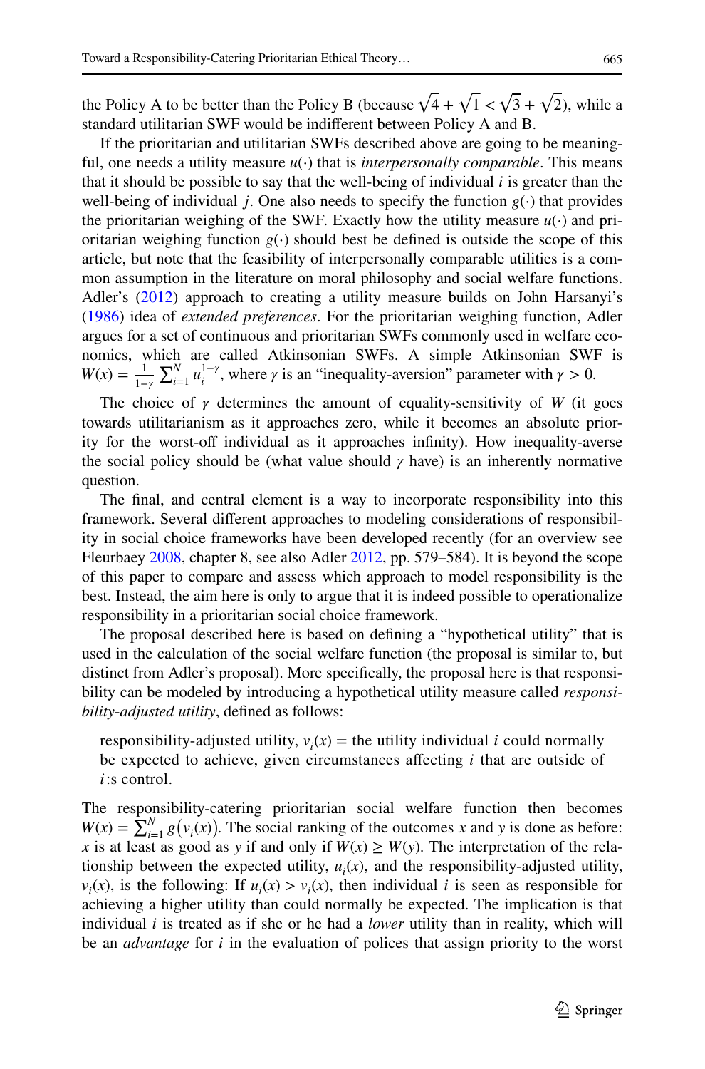the Policy A to be better than the Policy B (because $\sqrt{4} + \sqrt{1} < \sqrt{3} + \sqrt{2}$), while a standard utilitarian SWF would be indifferent between Policy A and B.

If the prioritarian and utilitarian SWFs described above are going to be meaningful, one needs a utility measure $u(\cdot)$ that is *interpersonally comparable*. This means that it should be possible to say that the well-being of individual $i$ is greater than the well-being of individual $j$. One also needs to specify the function $g(\cdot)$ that provides the prioritarian weighing of the SWF. Exactly how the utility measure $u(\cdot)$ and prioritarian weighing function $g(\cdot)$ should best be defined is outside the scope of this article, but note that the feasibility of interpersonally comparable utilities is a common assumption in the literature on moral philosophy and social welfare functions. Adler's (2012) approach to creating a utility measure builds on John Harsanyi's (1986) idea of *extended preferences*. For the prioritarian weighing function, Adler argues for a set of continuous and prioritarian SWFs commonly used in welfare economics, which are called Atkinsonian SWFs. A simple Atkinsonian SWF is $W(x) = \frac{1}{1-\gamma}\sum_{i=1}^{N} u_i^{1-\gamma}$, where $\gamma$ is an "inequality-aversion" parameter with $\gamma > 0$.

The choice of $\gamma$ determines the amount of equality-sensitivity of $W$ (it goes towards utilitarianism as it approaches zero, while it becomes an absolute priority for the worst-off individual as it approaches infinity). How inequality-averse the social policy should be (what value should $\gamma$ have) is an inherently normative question.

The final, and central element is a way to incorporate responsibility into this framework. Several different approaches to modeling considerations of responsibility in social choice frameworks have been developed recently (for an overview see Fleurbaey 2008, chapter 8, see also Adler 2012, pp. 579–584). It is beyond the scope of this paper to compare and assess which approach to model responsibility is the best. Instead, the aim here is only to argue that it is indeed possible to operationalize responsibility in a prioritarian social choice framework.

The proposal described here is based on defining a "hypothetical utility" that is used in the calculation of the social welfare function (the proposal is similar to, but distinct from Adler's proposal). More specifically, the proposal here is that responsibility can be modeled by introducing a hypothetical utility measure called *responsibility-adjusted utility*, defined as follows:

> responsibility-adjusted utility, $v_i(x)$ = the utility individual $i$ could normally be expected to achieve, given circumstances affecting $i$ that are outside of $i$:s control.

The responsibility-catering prioritarian social welfare function then becomes $W(x) = \sum_{i=1}^{N} g\big(v_i(x)\big)$. The social ranking of the outcomes $x$ and $y$ is done as before: $x$ is at least as good as $y$ if and only if $W(x) \geq W(y)$. The interpretation of the relationship between the expected utility, $u_i(x)$, and the responsibility-adjusted utility, $v_i(x)$, is the following: If $u_i(x) > v_i(x)$, then individual $i$ is seen as responsible for achieving a higher utility than could normally be expected. The implication is that individual $i$ is treated as if she or he had a *lower* utility than in reality, which will be an *advantage* for $i$ in the evaluation of polices that assign priority to the worst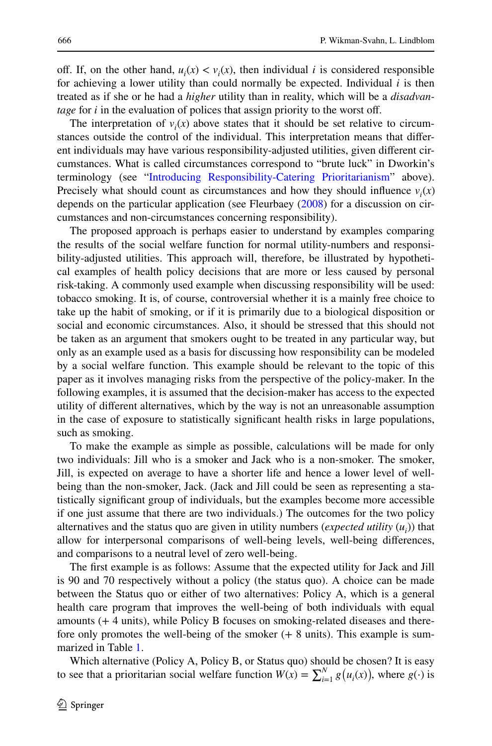off. If, on the other hand, $u_i(x) < v_i(x)$, then individual $i$ is considered responsible for achieving a lower utility than could normally be expected. Individual $i$ is then treated as if she or he had a *higher* utility than in reality, which will be a *disadvantage* for $i$ in the evaluation of polices that assign priority to the worst off.

The interpretation of $v_i(x)$ above states that it should be set relative to circumstances outside the control of the individual. This interpretation means that different individuals may have various responsibility-adjusted utilities, given different circumstances. What is called circumstances correspond to "brute luck" in Dworkin's terminology (see "Introducing Responsibility-Catering Prioritarianism" above). Precisely what should count as circumstances and how they should influence $v_i(x)$ depends on the particular application (see Fleurbaey (2008) for a discussion on circumstances and non-circumstances concerning responsibility).

The proposed approach is perhaps easier to understand by examples comparing the results of the social welfare function for normal utility-numbers and responsibility-adjusted utilities. This approach will, therefore, be illustrated by hypothetical examples of health policy decisions that are more or less caused by personal risk-taking. A commonly used example when discussing responsibility will be used: tobacco smoking. It is, of course, controversial whether it is a mainly free choice to take up the habit of smoking, or if it is primarily due to a biological disposition or social and economic circumstances. Also, it should be stressed that this should not be taken as an argument that smokers ought to be treated in any particular way, but only as an example used as a basis for discussing how responsibility can be modeled by a social welfare function. This example should be relevant to the topic of this paper as it involves managing risks from the perspective of the policy-maker. In the following examples, it is assumed that the decision-maker has access to the expected utility of different alternatives, which by the way is not an unreasonable assumption in the case of exposure to statistically significant health risks in large populations, such as smoking.

To make the example as simple as possible, calculations will be made for only two individuals: Jill who is a smoker and Jack who is a non-smoker. The smoker, Jill, is expected on average to have a shorter life and hence a lower level of well-being than the non-smoker, Jack. (Jack and Jill could be seen as representing a statistically significant group of individuals, but the examples become more accessible if one just assume that there are two individuals.) The outcomes for the two policy alternatives and the status quo are given in utility numbers (*expected utility* ($u_i$)) that allow for interpersonal comparisons of well-being levels, well-being differences, and comparisons to a neutral level of zero well-being.

The first example is as follows: Assume that the expected utility for Jack and Jill is 90 and 70 respectively without a policy (the status quo). A choice can be made between the Status quo or either of two alternatives: Policy A, which is a general health care program that improves the well-being of both individuals with equal amounts (+ 4 units), while Policy B focuses on smoking-related diseases and therefore only promotes the well-being of the smoker (+ 8 units). This example is summarized in Table 1.

Which alternative (Policy A, Policy B, or Status quo) should be chosen? It is easy to see that a prioritarian social welfare function $W(x) = \sum_{i=1}^{N} g\big(u_i(x)\big)$, where $g(\cdot)$ is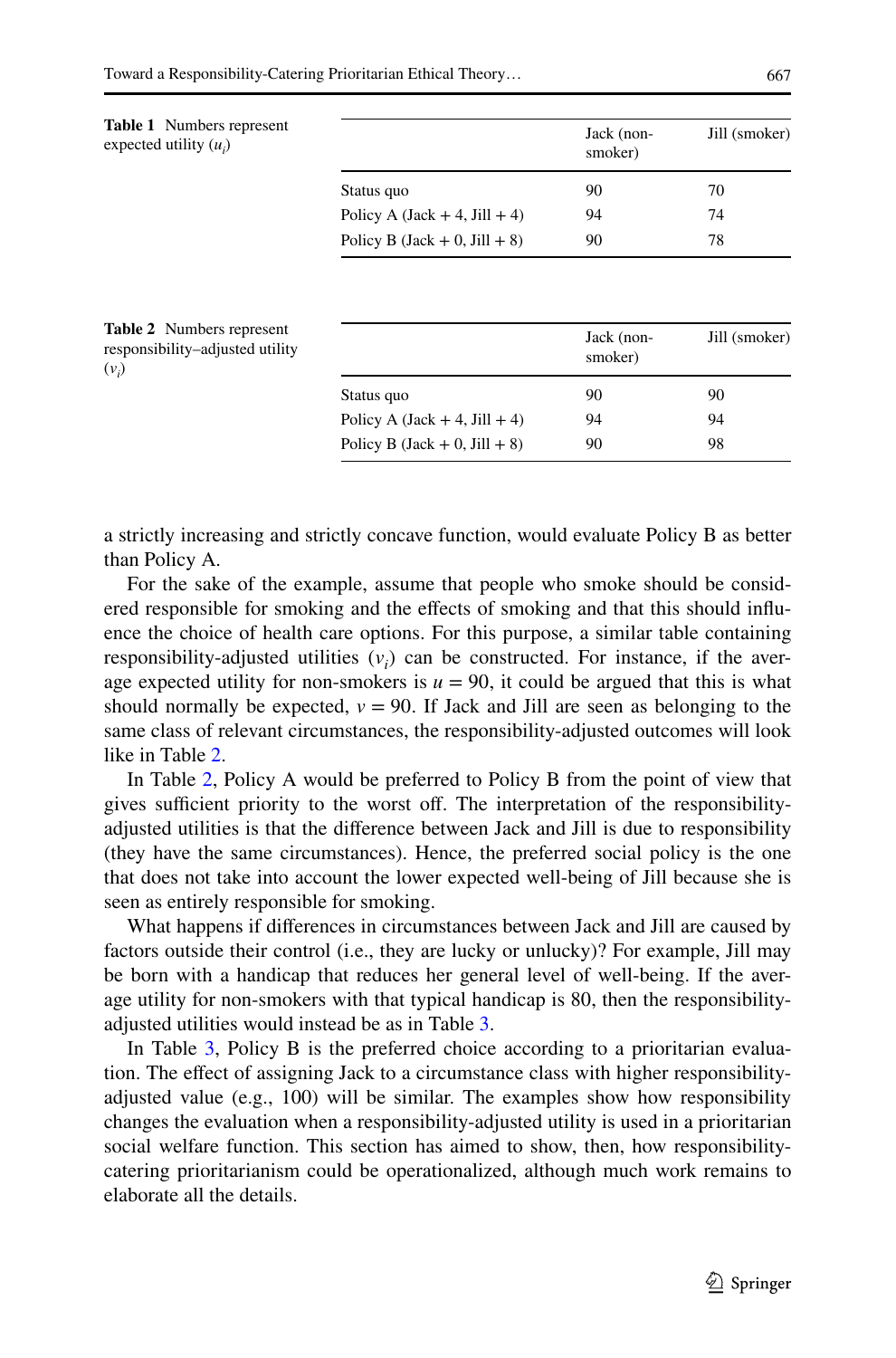**Table 1** Numbers represent expected utility ($u_i$)

| | Jack (non-smoker) | Jill (smoker) |
|---|---|---|
| Status quo | 90 | 70 |
| Policy A (Jack + 4, Jill + 4) | 94 | 74 |
| Policy B (Jack + 0, Jill + 8) | 90 | 78 |

**Table 2** Numbers represent responsibility–adjusted utility ($v_i$)

| | Jack (non-smoker) | Jill (smoker) |
|---|---|---|
| Status quo | 90 | 90 |
| Policy A (Jack + 4, Jill + 4) | 94 | 94 |
| Policy B (Jack + 0, Jill + 8) | 90 | 98 |

a strictly increasing and strictly concave function, would evaluate Policy B as better than Policy A.

For the sake of the example, assume that people who smoke should be considered responsible for smoking and the effects of smoking and that this should influence the choice of health care options. For this purpose, a similar table containing responsibility-adjusted utilities ($v_i$) can be constructed. For instance, if the average expected utility for non-smokers is $u = 90$, it could be argued that this is what should normally be expected, $v = 90$. If Jack and Jill are seen as belonging to the same class of relevant circumstances, the responsibility-adjusted outcomes will look like in Table 2.

In Table 2, Policy A would be preferred to Policy B from the point of view that gives sufficient priority to the worst off. The interpretation of the responsibility-adjusted utilities is that the difference between Jack and Jill is due to responsibility (they have the same circumstances). Hence, the preferred social policy is the one that does not take into account the lower expected well-being of Jill because she is seen as entirely responsible for smoking.

What happens if differences in circumstances between Jack and Jill are caused by factors outside their control (i.e., they are lucky or unlucky)? For example, Jill may be born with a handicap that reduces her general level of well-being. If the average utility for non-smokers with that typical handicap is 80, then the responsibility-adjusted utilities would instead be as in Table 3.

In Table 3, Policy B is the preferred choice according to a prioritarian evaluation. The effect of assigning Jack to a circumstance class with higher responsibility-adjusted value (e.g., 100) will be similar. The examples show how responsibility changes the evaluation when a responsibility-adjusted utility is used in a prioritarian social welfare function. This section has aimed to show, then, how responsibility-catering prioritarianism could be operationalized, although much work remains to elaborate all the details.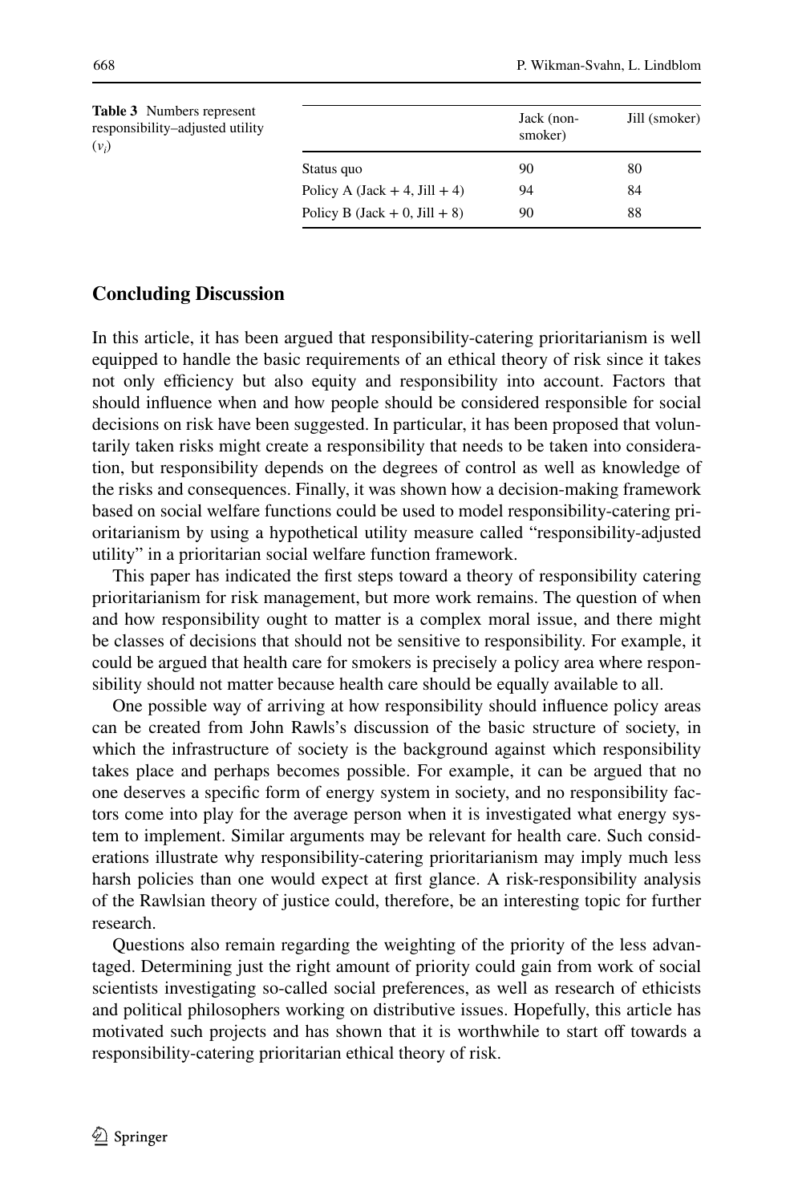**Table 3** Numbers represent responsibility–adjusted utility ($v_i$)

| | Jack (non-smoker) | Jill (smoker) |
|---|---|---|
| Status quo | 90 | 80 |
| Policy A (Jack + 4, Jill + 4) | 94 | 84 |
| Policy B (Jack + 0, Jill + 8) | 90 | 88 |

## Concluding Discussion

In this article, it has been argued that responsibility-catering prioritarianism is well equipped to handle the basic requirements of an ethical theory of risk since it takes not only efficiency but also equity and responsibility into account. Factors that should influence when and how people should be considered responsible for social decisions on risk have been suggested. In particular, it has been proposed that voluntarily taken risks might create a responsibility that needs to be taken into consideration, but responsibility depends on the degrees of control as well as knowledge of the risks and consequences. Finally, it was shown how a decision-making framework based on social welfare functions could be used to model responsibility-catering prioritarianism by using a hypothetical utility measure called "responsibility-adjusted utility" in a prioritarian social welfare function framework.

This paper has indicated the first steps toward a theory of responsibility catering prioritarianism for risk management, but more work remains. The question of when and how responsibility ought to matter is a complex moral issue, and there might be classes of decisions that should not be sensitive to responsibility. For example, it could be argued that health care for smokers is precisely a policy area where responsibility should not matter because health care should be equally available to all.

One possible way of arriving at how responsibility should influence policy areas can be created from John Rawls's discussion of the basic structure of society, in which the infrastructure of society is the background against which responsibility takes place and perhaps becomes possible. For example, it can be argued that no one deserves a specific form of energy system in society, and no responsibility factors come into play for the average person when it is investigated what energy system to implement. Similar arguments may be relevant for health care. Such considerations illustrate why responsibility-catering prioritarianism may imply much less harsh policies than one would expect at first glance. A risk-responsibility analysis of the Rawlsian theory of justice could, therefore, be an interesting topic for further research.

Questions also remain regarding the weighting of the priority of the less advantaged. Determining just the right amount of priority could gain from work of social scientists investigating so-called social preferences, as well as research of ethicists and political philosophers working on distributive issues. Hopefully, this article has motivated such projects and has shown that it is worthwhile to start off towards a responsibility-catering prioritarian ethical theory of risk.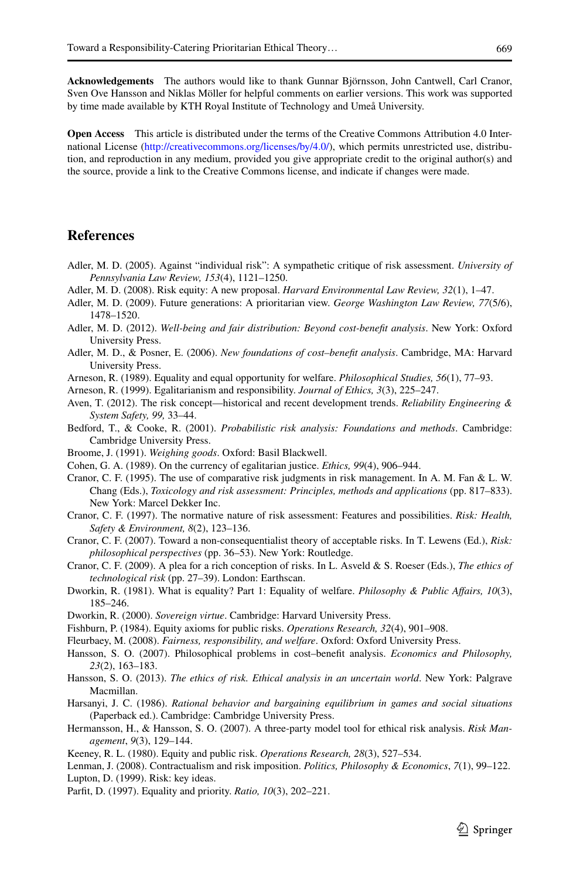**Acknowledgements** The authors would like to thank Gunnar Björnsson, John Cantwell, Carl Cranor, Sven Ove Hansson and Niklas Möller for helpful comments on earlier versions. This work was supported by time made available by KTH Royal Institute of Technology and Umeå University.

**Open Access** This article is distributed under the terms of the Creative Commons Attribution 4.0 International License (http://creativecommons.org/licenses/by/4.0/), which permits unrestricted use, distribution, and reproduction in any medium, provided you give appropriate credit to the original author(s) and the source, provide a link to the Creative Commons license, and indicate if changes were made.

## References

Adler, M. D. (2005). Against "individual risk": A sympathetic critique of risk assessment. *University of Pennsylvania Law Review, 153*(4), 1121–1250.

Adler, M. D. (2008). Risk equity: A new proposal. *Harvard Environmental Law Review, 32*(1), 1–47.

Adler, M. D. (2009). Future generations: A prioritarian view. *George Washington Law Review, 77*(5/6), 1478–1520.

Adler, M. D. (2012). *Well-being and fair distribution: Beyond cost-benefit analysis*. New York: Oxford University Press.

Adler, M. D., & Posner, E. (2006). *New foundations of cost–benefit analysis*. Cambridge, MA: Harvard University Press.

Arneson, R. (1989). Equality and equal opportunity for welfare. *Philosophical Studies, 56*(1), 77–93.

Arneson, R. (1999). Egalitarianism and responsibility. *Journal of Ethics, 3*(3), 225–247.

Aven, T. (2012). The risk concept—historical and recent development trends. *Reliability Engineering & System Safety, 99,* 33–44.

Bedford, T., & Cooke, R. (2001). *Probabilistic risk analysis: Foundations and methods*. Cambridge: Cambridge University Press.

Broome, J. (1991). *Weighing goods*. Oxford: Basil Blackwell.

Cohen, G. A. (1989). On the currency of egalitarian justice. *Ethics, 99*(4), 906–944.

Cranor, C. F. (1995). The use of comparative risk judgments in risk management. In A. M. Fan & L. W. Chang (Eds.), *Toxicology and risk assessment: Principles, methods and applications* (pp. 817–833). New York: Marcel Dekker Inc.

Cranor, C. F. (1997). The normative nature of risk assessment: Features and possibilities. *Risk: Health, Safety & Environment, 8*(2), 123–136.

Cranor, C. F. (2007). Toward a non-consequentialist theory of acceptable risks. In T. Lewens (Ed.), *Risk: philosophical perspectives* (pp. 36–53). New York: Routledge.

Cranor, C. F. (2009). A plea for a rich conception of risks. In L. Asveld & S. Roeser (Eds.), *The ethics of technological risk* (pp. 27–39). London: Earthscan.

Dworkin, R. (1981). What is equality? Part 1: Equality of welfare. *Philosophy & Public Affairs, 10*(3), 185–246.

Dworkin, R. (2000). *Sovereign virtue*. Cambridge: Harvard University Press.

Fishburn, P. (1984). Equity axioms for public risks. *Operations Research, 32*(4), 901–908.

Fleurbaey, M. (2008). *Fairness, responsibility, and welfare*. Oxford: Oxford University Press.

Hansson, S. O. (2007). Philosophical problems in cost–benefit analysis. *Economics and Philosophy, 23*(2), 163–183.

Hansson, S. O. (2013). *The ethics of risk. Ethical analysis in an uncertain world*. New York: Palgrave Macmillan.

Harsanyi, J. C. (1986). *Rational behavior and bargaining equilibrium in games and social situations* (Paperback ed.). Cambridge: Cambridge University Press.

Hermansson, H., & Hansson, S. O. (2007). A three-party model tool for ethical risk analysis. *Risk Management*, *9*(3), 129–144.

Keeney, R. L. (1980). Equity and public risk. *Operations Research, 28*(3), 527–534.

Lenman, J. (2008). Contractualism and risk imposition. *Politics, Philosophy & Economics*, *7*(1), 99–122.

Lupton, D. (1999). Risk: key ideas.

Parfit, D. (1997). Equality and priority. *Ratio, 10*(3), 202–221.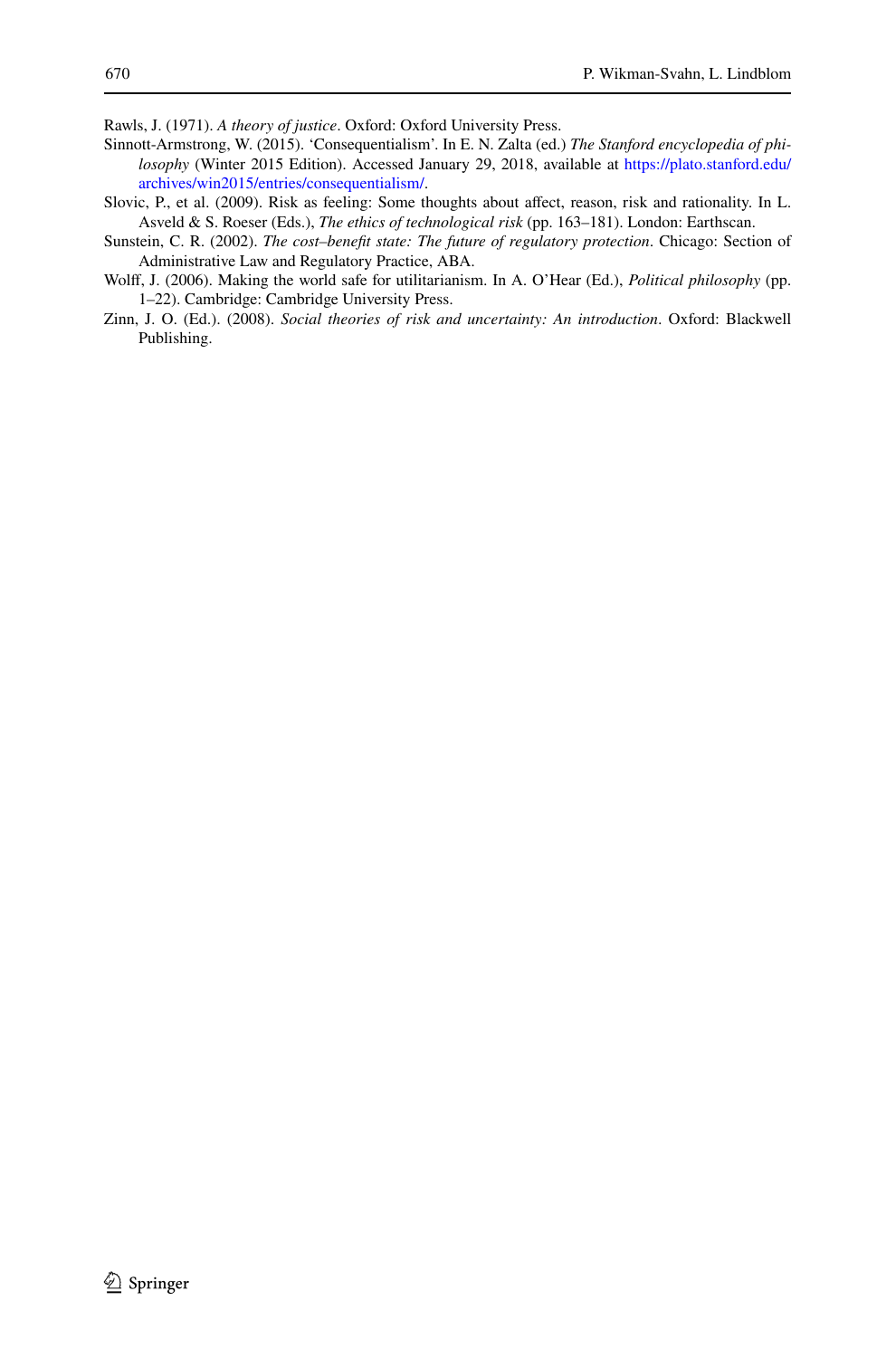Rawls, J. (1971). *A theory of justice*. Oxford: Oxford University Press.

Sinnott-Armstrong, W. (2015). 'Consequentialism'. In E. N. Zalta (ed.) *The Stanford encyclopedia of philosophy* (Winter 2015 Edition). Accessed January 29, 2018, available at https://plato.stanford.edu/archives/win2015/entries/consequentialism/.

Slovic, P., et al. (2009). Risk as feeling: Some thoughts about affect, reason, risk and rationality. In L. Asveld & S. Roeser (Eds.), *The ethics of technological risk* (pp. 163–181). London: Earthscan.

Sunstein, C. R. (2002). *The cost–benefit state: The future of regulatory protection*. Chicago: Section of Administrative Law and Regulatory Practice, ABA.

Wolff, J. (2006). Making the world safe for utilitarianism. In A. O'Hear (Ed.), *Political philosophy* (pp. 1–22). Cambridge: Cambridge University Press.

Zinn, J. O. (Ed.). (2008). *Social theories of risk and uncertainty: An introduction*. Oxford: Blackwell Publishing.